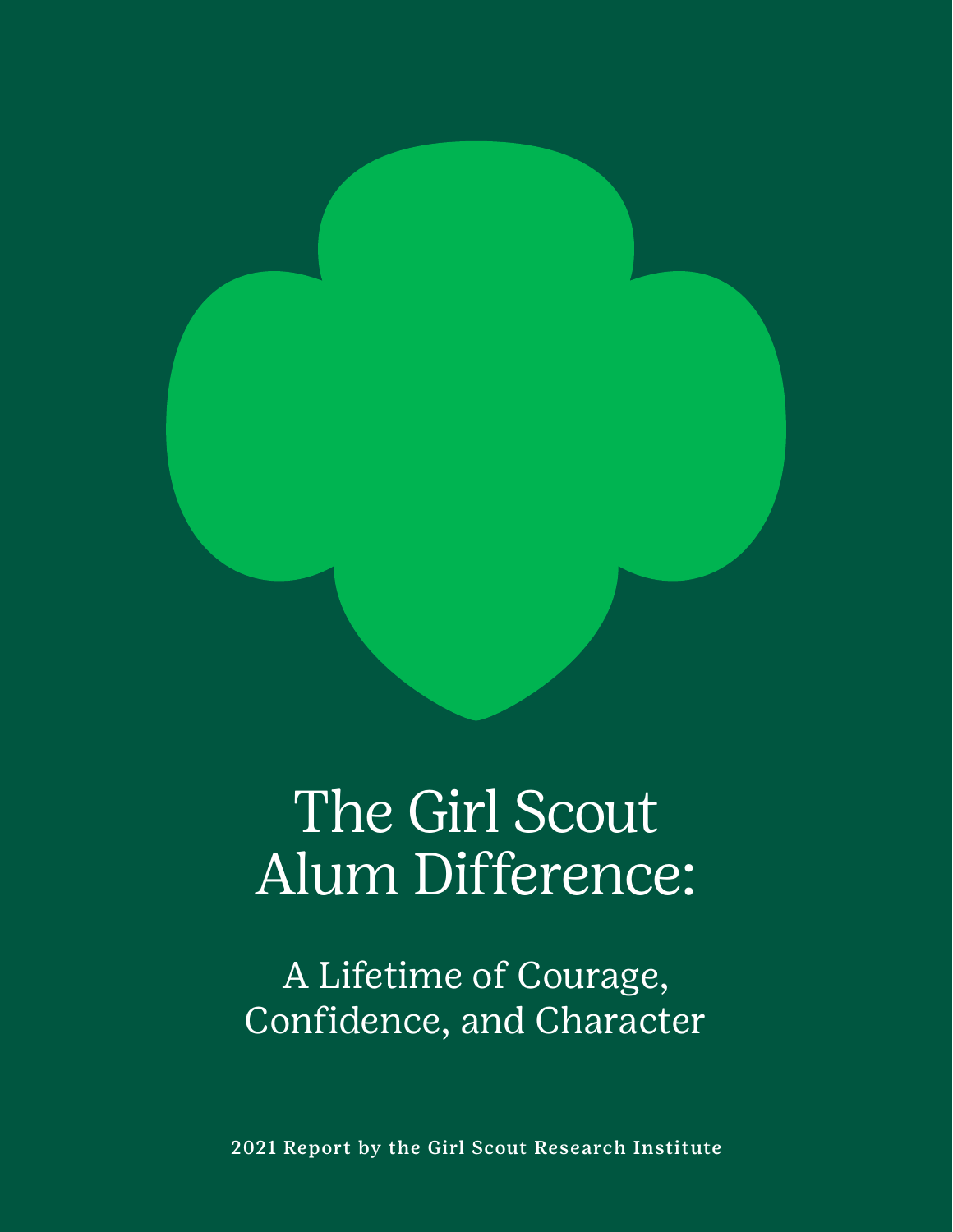# The Girl Scout Alum Difference:

## A Lifetime of Courage, Confidence, and Character

**2021 Report by the Girl Scout Research Institute**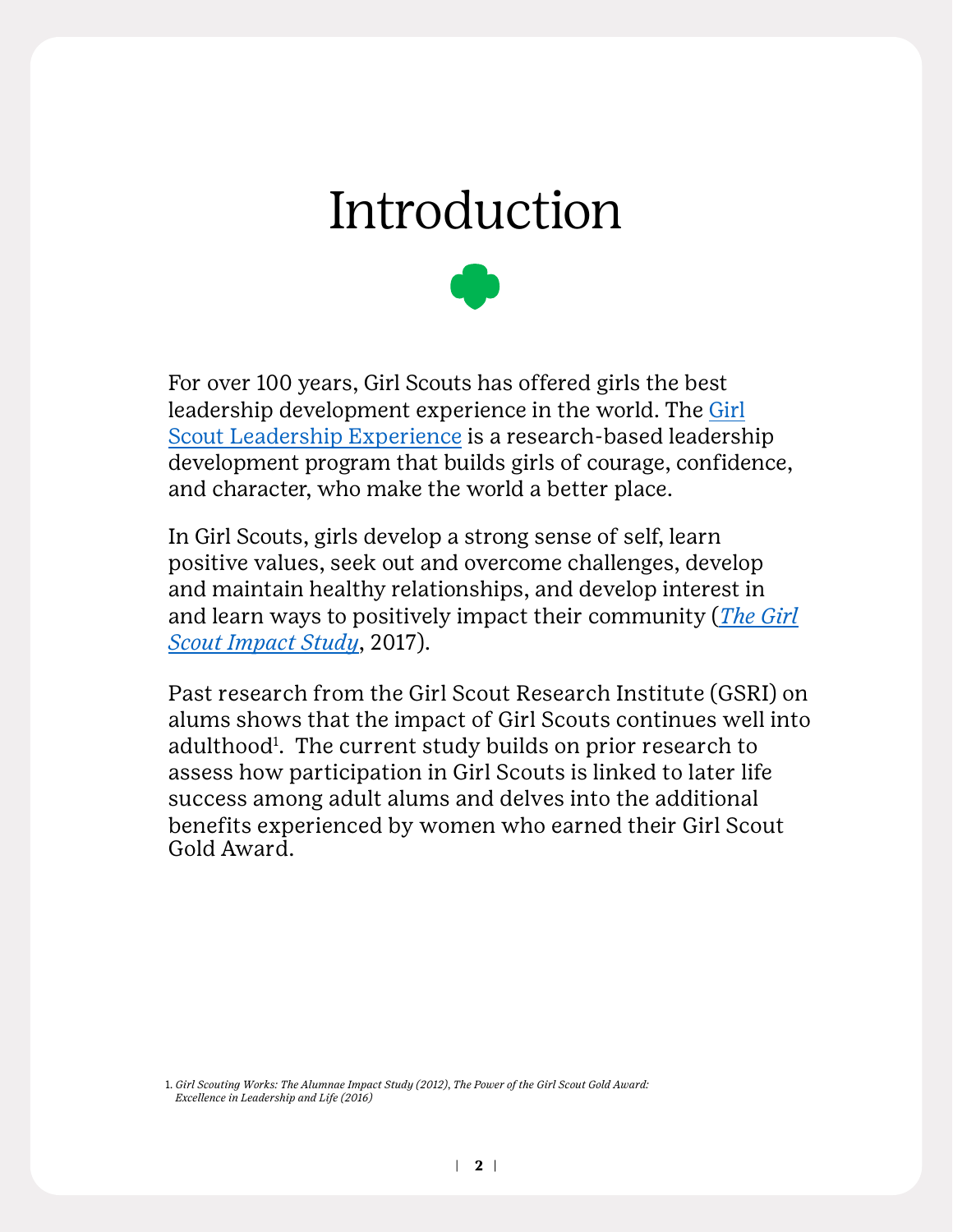# Introduction

For over 100 years, Girl Scouts has offered girls the best leadership development experience in the world. The Girl Scout Leadership Experience is a research-based leadership development program that builds girls of courage, confidence, and character, who make the world a better place.

In Girl Scouts, girls develop a strong sense of self, learn positive values, seek out and overcome challenges, develop and maintain healthy relationships, and develop interest in and learn ways to positively impact their community (*The Girl Scout Impact Study*, 2017).

Past research from the Girl Scout Research Institute (GSRI) on alums shows that the impact of Girl Scouts continues well into adulthood[1]. The current study builds on prior research to assess how participation in Girl Scouts is linked to later life success among adult alums and delves into the additional benefits experienced by women who earned their Girl Scout Gold Award.

1. *Girl Scouting Works: The Alumnae Impact Study (2012), The Power of the Girl Scout Gold Award: Excellence in Leadership and Life (2016)*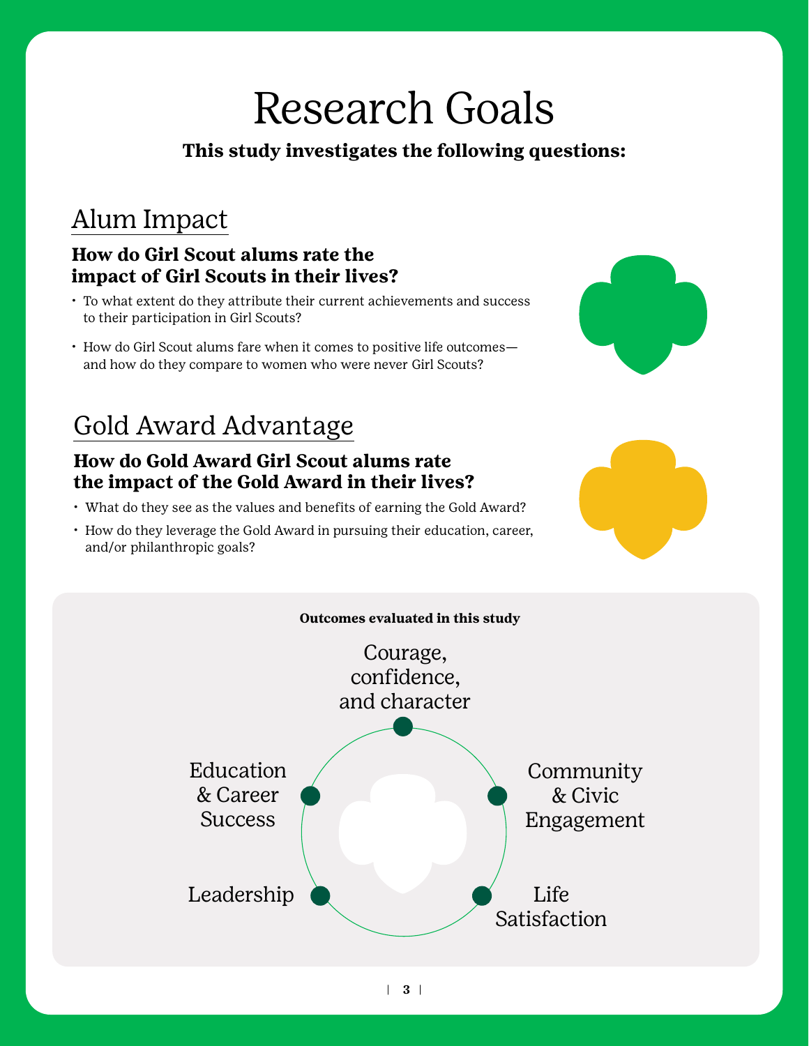# Research Goals

**This study investigates the following questions:**

## Alum Impact

### How do Girl Scout alums rate the impact of Girl Scouts in their lives?

- To what extent do they attribute their current achievements and success to their participation in Girl Scouts?
- How do Girl Scout alums fare when it comes to positive life outcomes—and how do they compare to women who were never Girl Scouts?

## Gold Award Advantage

### How do Gold Award Girl Scout alums rate the impact of the Gold Award in their lives?

- What do they see as the values and benefits of earning the Gold Award?
- How do they leverage the Gold Award in pursuing their education, career, and/or philanthropic goals?

**Outcomes evaluated in this study**

- Courage, confidence, and character
- Community & Civic Engagement
- Life Satisfaction
- Leadership
- Education & Career Success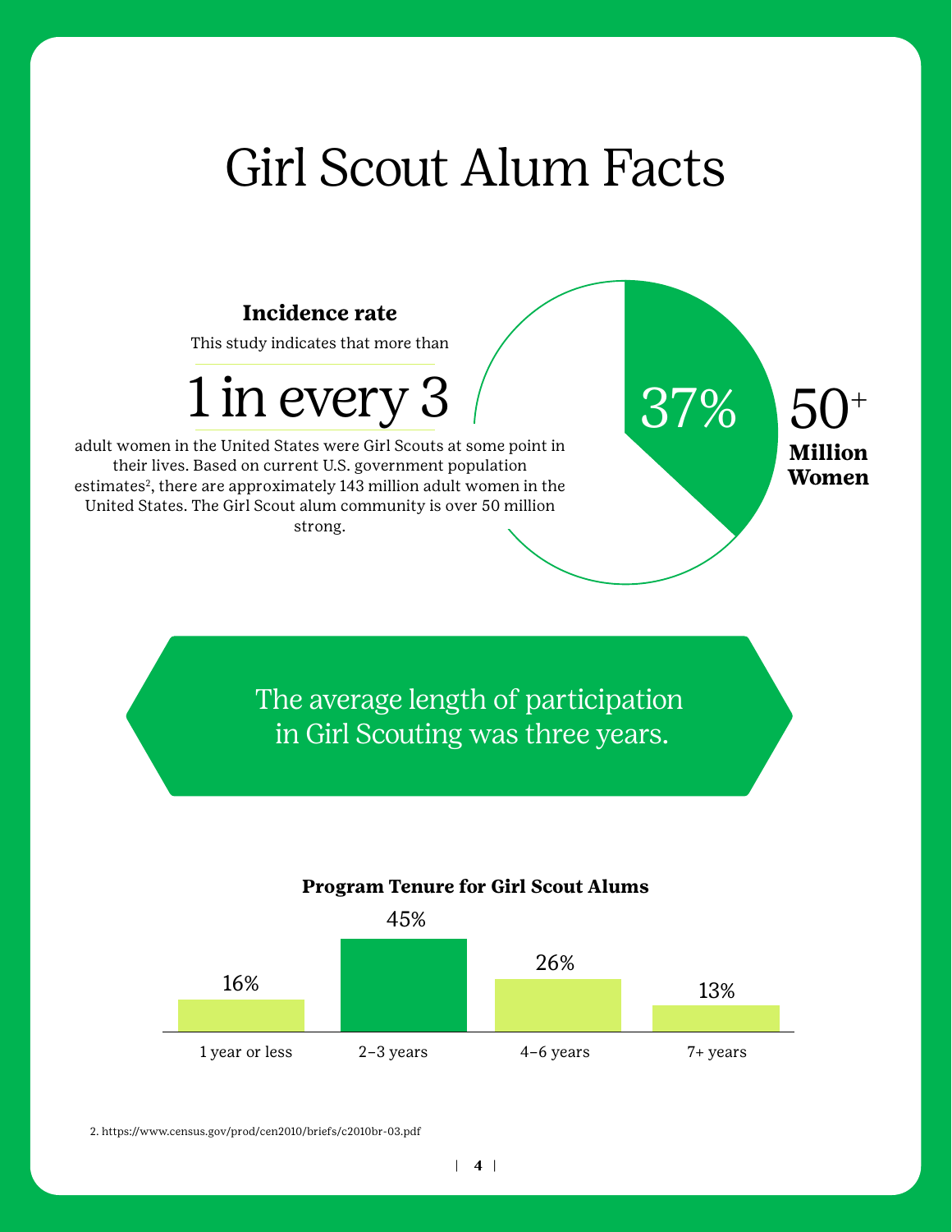# Girl Scout Alum Facts

**Incidence rate**

This study indicates that more than

1 in every 3

adult women in the United States were Girl Scouts at some point in their lives. Based on current U.S. government population estimates[2], there are approximately 143 million adult women in the United States. The Girl Scout alum community is over 50 million strong.

37%

50+ **Million Women**

The average length of participation in Girl Scouting was three years.

**Program Tenure for Girl Scout Alums**

| 1 year or less | 2–3 years | 4–6 years | 7+ years |
| --- | --- | --- | --- |
| 16% | 45% | 26% | 13% |

2. https://www.census.gov/prod/cen2010/briefs/c2010br-03.pdf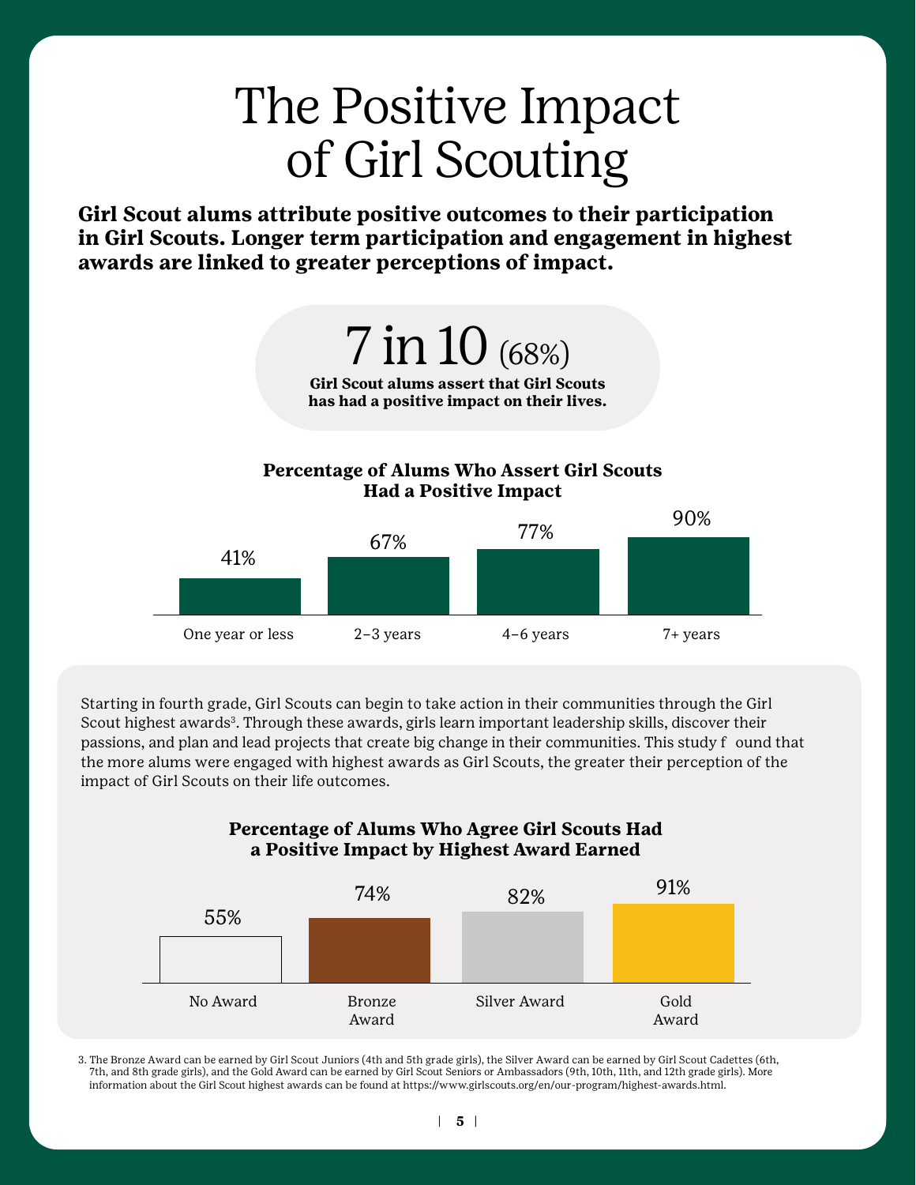# The Positive Impact of Girl Scouting

**Girl Scout alums attribute positive outcomes to their participation in Girl Scouts. Longer term participation and engagement in highest awards are linked to greater perceptions of impact.**

**7 in 10** (68%)

**Girl Scout alums assert that Girl Scouts has had a positive impact on their lives.**

**Percentage of Alums Who Assert Girl Scouts Had a Positive Impact**

| One year or less | 2–3 years | 4–6 years | 7+ years |
| --- | --- | --- | --- |
| 41% | 67% | 77% | 90% |

Starting in fourth grade, Girl Scouts can begin to take action in their communities through the Girl Scout highest awards[3]. Through these awards, girls learn important leadership skills, discover their passions, and plan and lead projects that create big change in their communities. This study found that the more alums were engaged with highest awards as Girl Scouts, the greater their perception of the impact of Girl Scouts on their life outcomes.

**Percentage of Alums Who Agree Girl Scouts Had a Positive Impact by Highest Award Earned**

| No Award | Bronze Award | Silver Award | Gold Award |
| --- | --- | --- | --- |
| 55% | 74% | 82% | 91% |

3. The Bronze Award can be earned by Girl Scout Juniors (4th and 5th grade girls), the Silver Award can be earned by Girl Scout Cadettes (6th, 7th, and 8th grade girls), and the Gold Award can be earned by Girl Scout Seniors or Ambassadors (9th, 10th, 11th, and 12th grade girls). More information about the Girl Scout highest awards can be found at https://www.girlscouts.org/en/our-program/highest-awards.html.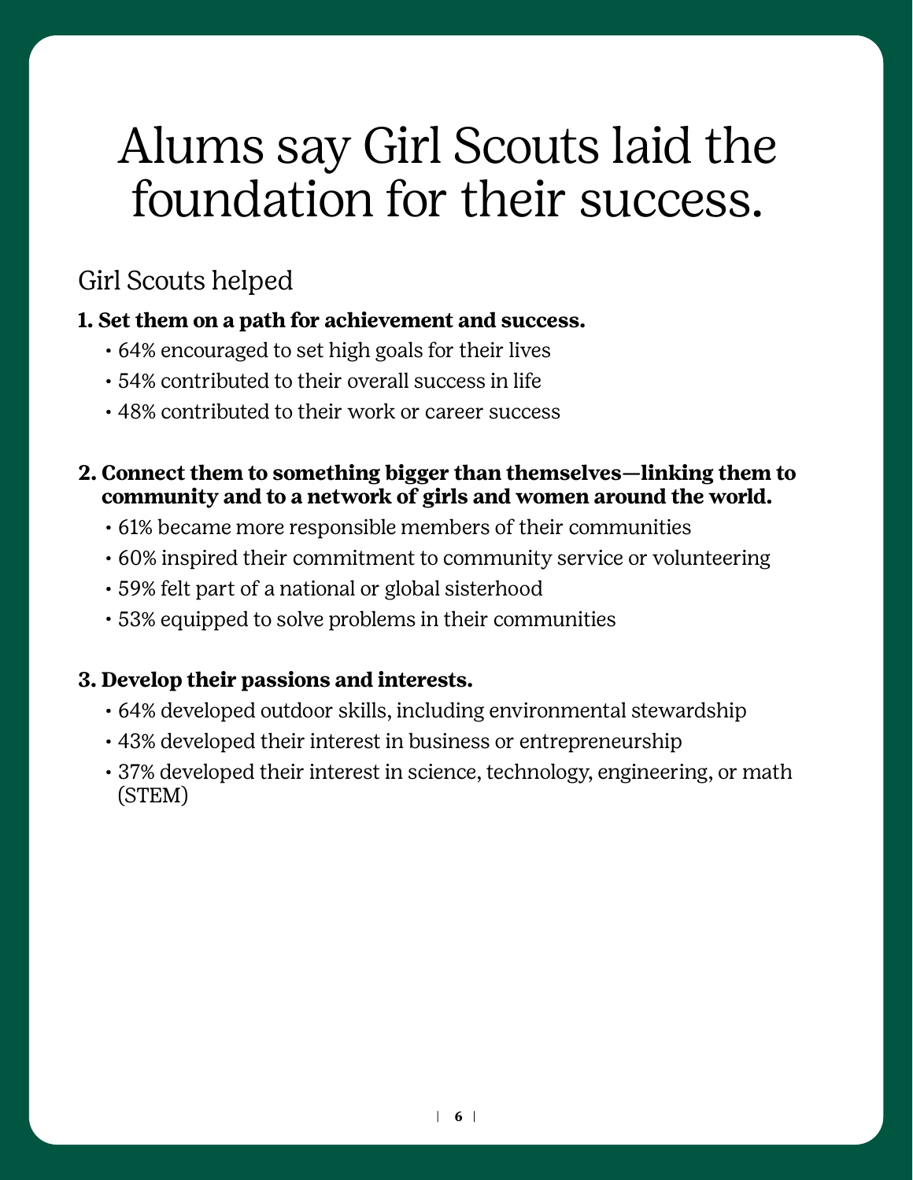# Alums say Girl Scouts laid the foundation for their success.

Girl Scouts helped

**1. Set them on a path for achievement and success.**

- 64% encouraged to set high goals for their lives
- 54% contributed to their overall success in life
- 48% contributed to their work or career success

**2. Connect them to something bigger than themselves—linking them to community and to a network of girls and women around the world.**

- 61% became more responsible members of their communities
- 60% inspired their commitment to community service or volunteering
- 59% felt part of a national or global sisterhood
- 53% equipped to solve problems in their communities

**3. Develop their passions and interests.**

- 64% developed outdoor skills, including environmental stewardship
- 43% developed their interest in business or entrepreneurship
- 37% developed their interest in science, technology, engineering, or math (STEM)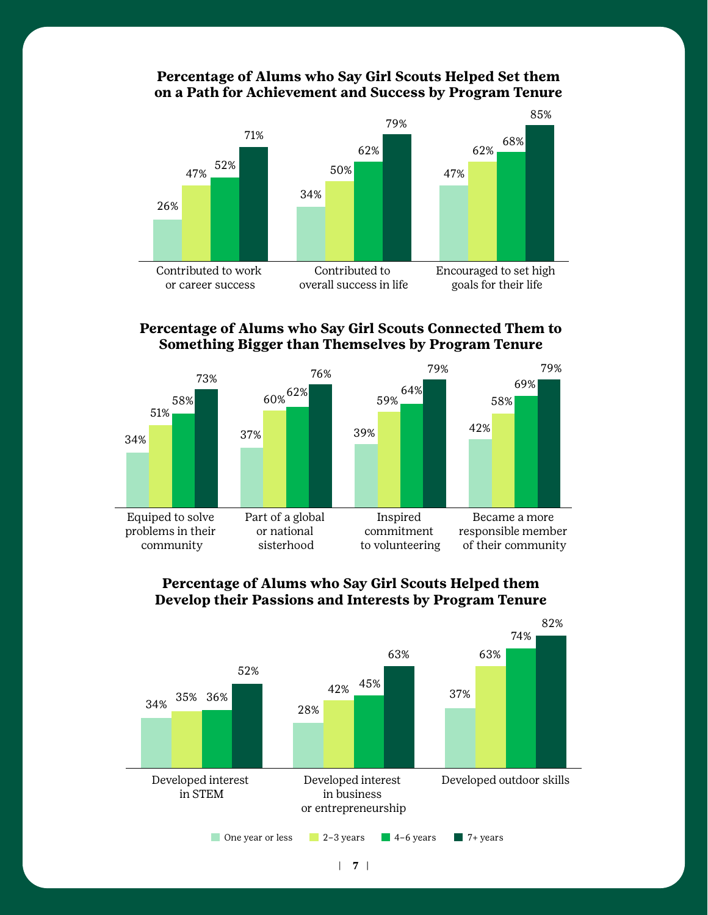### Percentage of Alums who Say Girl Scouts Helped Set them on a Path for Achievement and Success by Program Tenure

| | One year or less | 2–3 years | 4–6 years | 7+ years |
|---|---|---|---|---|
| Contributed to work or career success | 26% | 47% | 52% | 71% |
| Contributed to overall success in life | 34% | 50% | 62% | 79% |
| Encouraged to set high goals for their life | 47% | 62% | 68% | 85% |

### Percentage of Alums who Say Girl Scouts Connected Them to Something Bigger than Themselves by Program Tenure

| | One year or less | 2–3 years | 4–6 years | 7+ years |
|---|---|---|---|---|
| Equiped to solve problems in their community | 34% | 51% | 58% | 73% |
| Part of a global or national sisterhood | 37% | 60% | 62% | 76% |
| Inspired commitment to volunteering | 39% | 59% | 64% | 79% |
| Became a more responsible member of their community | 42% | 58% | 69% | 79% |

### Percentage of Alums who Say Girl Scouts Helped them Develop their Passions and Interests by Program Tenure

| | One year or less | 2–3 years | 4–6 years | 7+ years |
|---|---|---|---|---|
| Developed interest in STEM | 34% | 35% | 36% | 52% |
| Developed interest in business or entrepreneurship | 28% | 42% | 45% | 63% |
| Developed outdoor skills | 37% | 63% | 74% | 82% |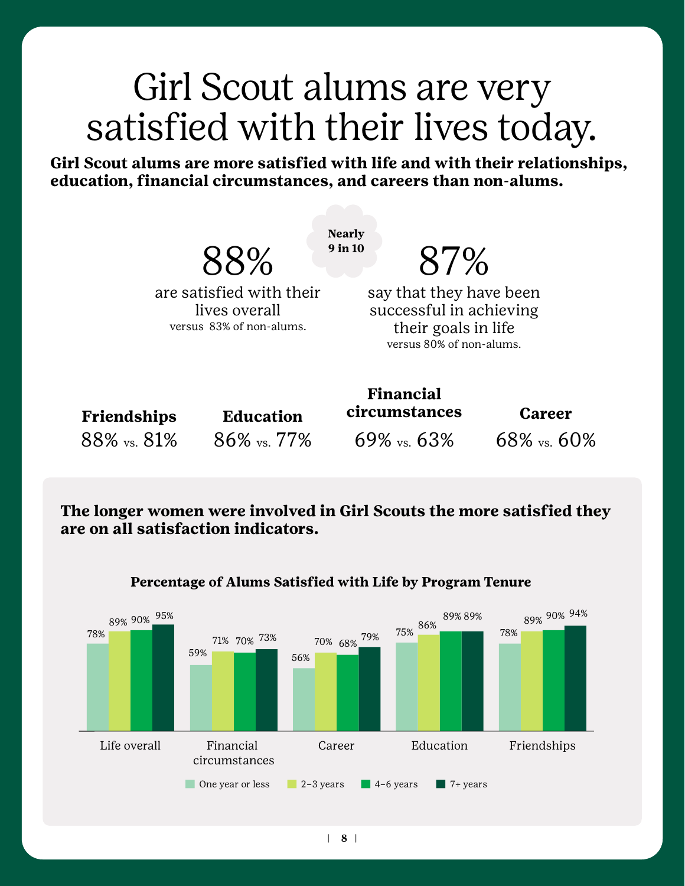# Girl Scout alums are very satisfied with their lives today.

**Girl Scout alums are more satisfied with life and with their relationships, education, financial circumstances, and careers than non-alums.**

Nearly 9 in 10

**88%** are satisfied with their lives overall versus 83% of non-alums.

**87%** say that they have been successful in achieving their goals in life versus 80% of non-alums.

| Friendships | Education | Financial circumstances | Career |
|---|---|---|---|
| 88% vs. 81% | 86% vs. 77% | 69% vs. 63% | 68% vs. 60% |

**The longer women were involved in Girl Scouts the more satisfied they are on all satisfaction indicators.**

**Percentage of Alums Satisfied with Life by Program Tenure**

| | One year or less | 2–3 years | 4–6 years | 7+ years |
|---|---|---|---|---|
| Life overall | 78% | 89% | 90% | 95% |
| Financial circumstances | 59% | 71% | 70% | 73% |
| Career | 56% | 70% | 68% | 79% |
| Education | 75% | 86% | 89% | 89% |
| Friendships | 78% | 89% | 90% | 94% |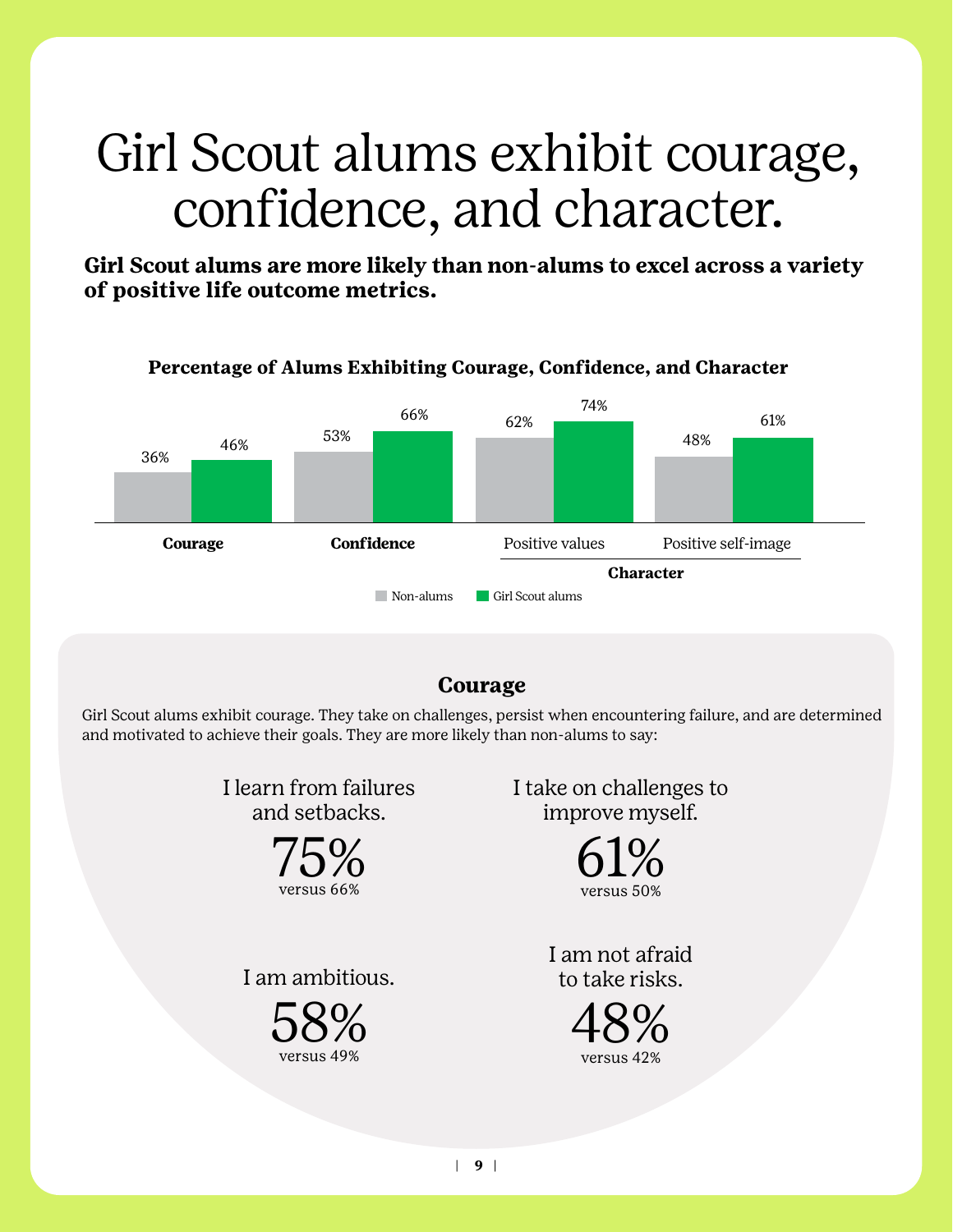# Girl Scout alums exhibit courage, confidence, and character.

**Girl Scout alums are more likely than non-alums to excel across a variety of positive life outcome metrics.**

**Percentage of Alums Exhibiting Courage, Confidence, and Character**

| | Courage | Confidence | Character: Positive values | Character: Positive self-image |
|---|---|---|---|---|
| Non-alums | 36% | 53% | 62% | 48% |
| Girl Scout alums | 46% | 66% | 74% | 61% |

## Courage

Girl Scout alums exhibit courage. They take on challenges, persist when encountering failure, and are determined and motivated to achieve their goals. They are more likely than non-alums to say:

I learn from failures and setbacks.
**75%**
versus 66%

I take on challenges to improve myself.
**61%**
versus 50%

I am ambitious.
**58%**
versus 49%

I am not afraid to take risks.
**48%**
versus 42%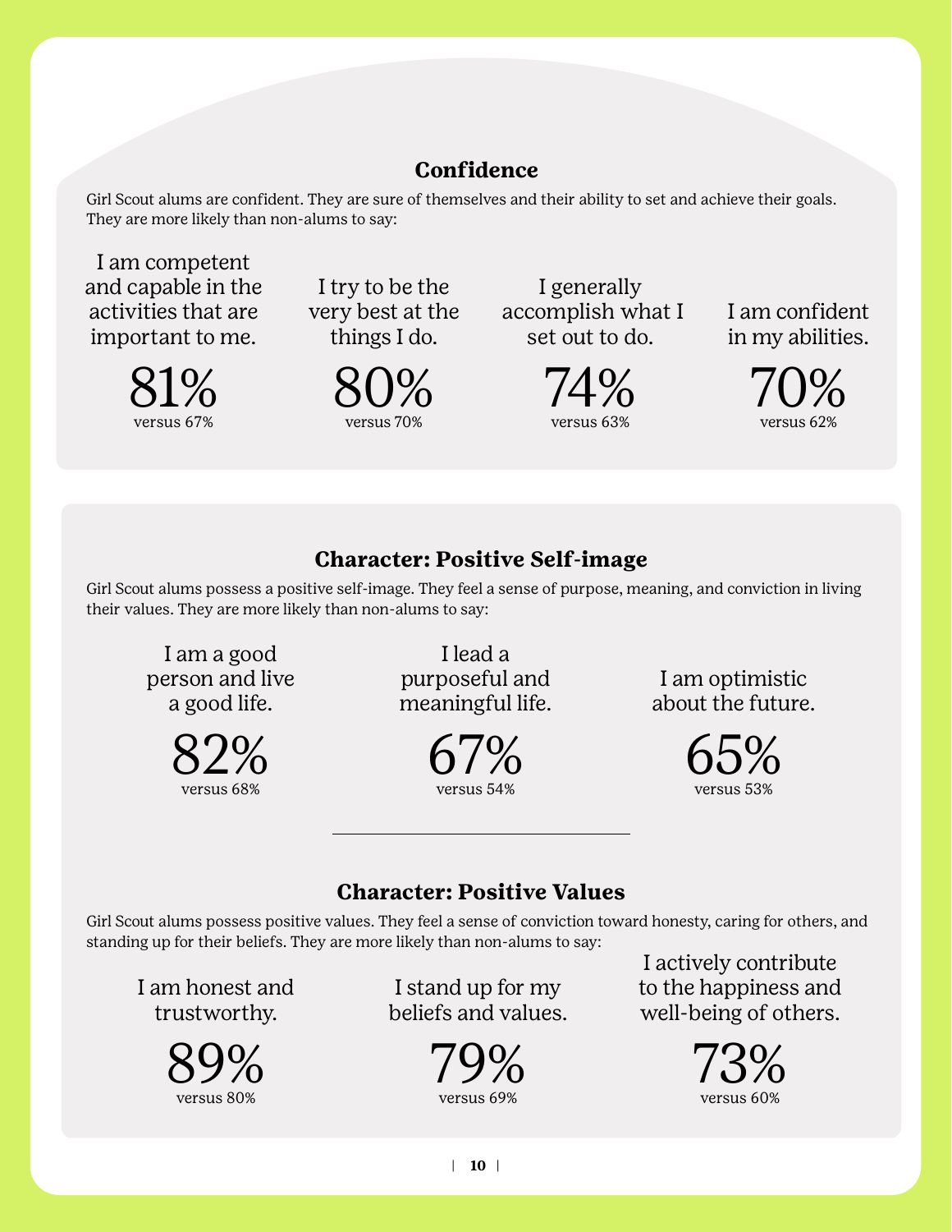## Confidence

Girl Scout alums are confident. They are sure of themselves and their ability to set and achieve their goals. They are more likely than non-alums to say:

I am competent and capable in the activities that are important to me.

**81%**
versus 67%

I try to be the very best at the things I do.

**80%**
versus 70%

I generally accomplish what I set out to do.

**74%**
versus 63%

I am confident in my abilities.

**70%**
versus 62%

## Character: Positive Self-image

Girl Scout alums possess a positive self-image. They feel a sense of purpose, meaning, and conviction in living their values. They are more likely than non-alums to say:

I am a good person and live a good life.

**82%**
versus 68%

I lead a purposeful and meaningful life.

**67%**
versus 54%

I am optimistic about the future.

**65%**
versus 53%

---

## Character: Positive Values

Girl Scout alums possess positive values. They feel a sense of conviction toward honesty, caring for others, and standing up for their beliefs. They are more likely than non-alums to say:

I am honest and trustworthy.

**89%**
versus 80%

I stand up for my beliefs and values.

**79%**
versus 69%

I actively contribute to the happiness and well-being of others.

**73%**
versus 60%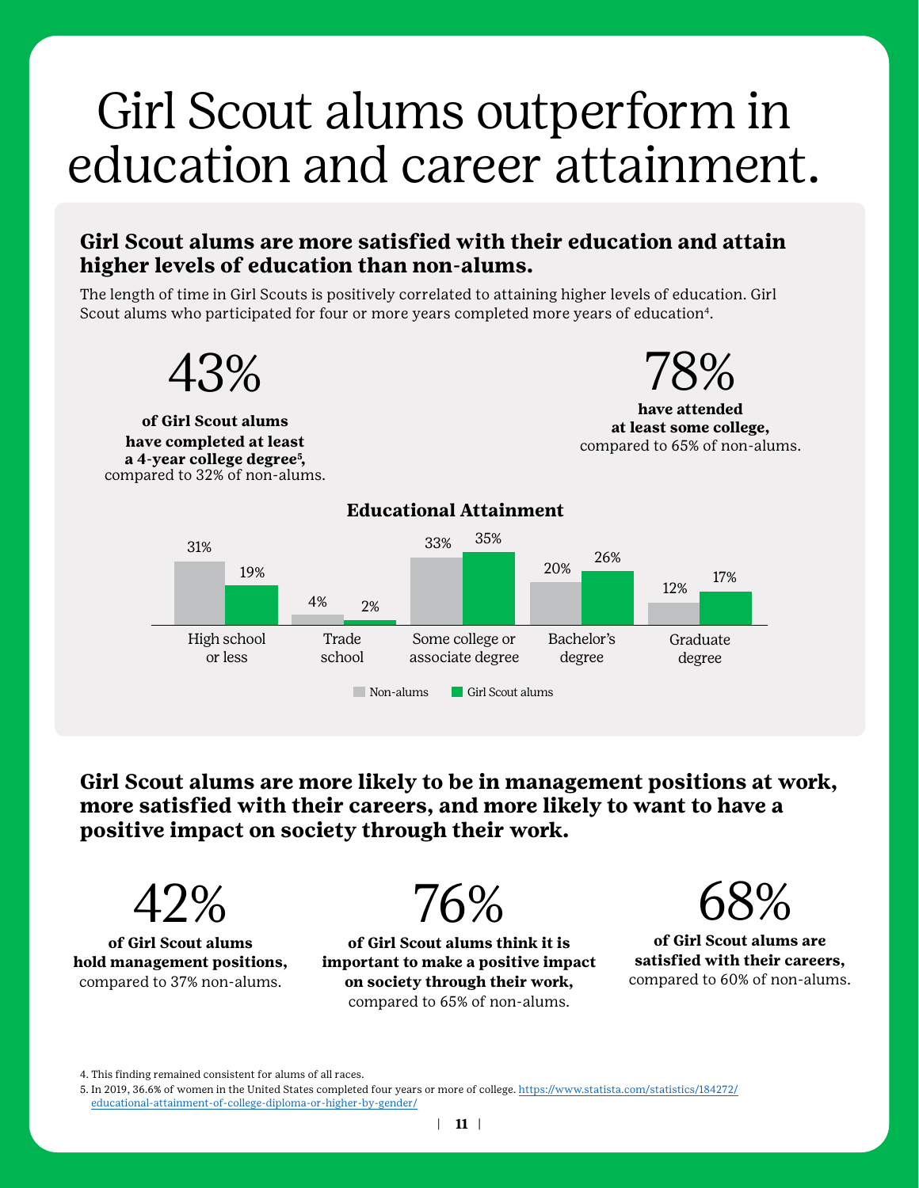# Girl Scout alums outperform in education and career attainment.

## Girl Scout alums are more satisfied with their education and attain higher levels of education than non-alums.

The length of time in Girl Scouts is positively correlated to attaining higher levels of education. Girl Scout alums who participated for four or more years completed more years of education[4].

43%

**of Girl Scout alums have completed at least a 4-year college degree[5],** compared to 32% of non-alums.

78%

**have attended at least some college,** compared to 65% of non-alums.

**Educational Attainment**

| | High school or less | Trade school | Some college or associate degree | Bachelor's degree | Graduate degree |
|---|---|---|---|---|---|
| Non-alums | 31% | 4% | 33% | 20% | 12% |
| Girl Scout alums | 19% | 2% | 35% | 26% | 17% |

## Girl Scout alums are more likely to be in management positions at work, more satisfied with their careers, and more likely to want to have a positive impact on society through their work.

42%

**of Girl Scout alums hold management positions,** compared to 37% non-alums.

76%

**of Girl Scout alums think it is important to make a positive impact on society through their work,** compared to 65% of non-alums.

68%

**of Girl Scout alums are satisfied with their careers,** compared to 60% of non-alums.

4. This finding remained consistent for alums of all races.
5. In 2019, 36.6% of women in the United States completed four years or more of college. https://www.statista.com/statistics/184272/educational-attainment-of-college-diploma-or-higher-by-gender/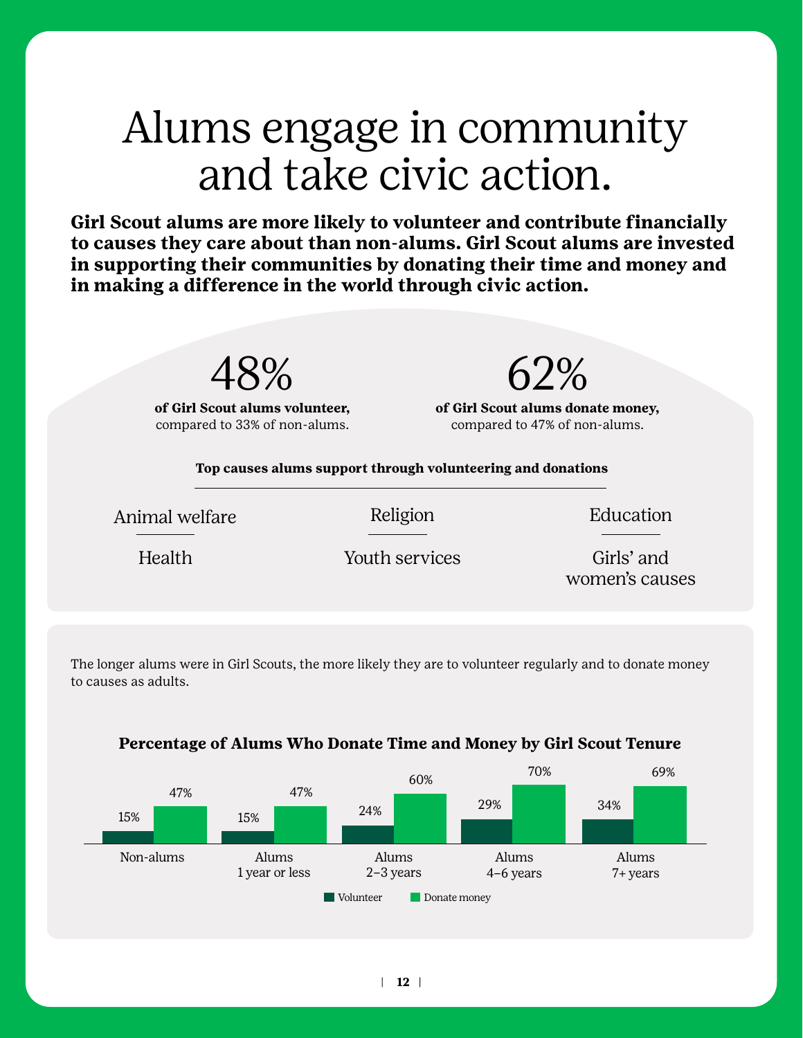# Alums engage in community and take civic action.

**Girl Scout alums are more likely to volunteer and contribute financially to causes they care about than non-alums. Girl Scout alums are invested in supporting their communities by donating their time and money and in making a difference in the world through civic action.**

48%

**of Girl Scout alums volunteer,** compared to 33% of non-alums.

62%

**of Girl Scout alums donate money,** compared to 47% of non-alums.

**Top causes alums support through volunteering and donations**

- Animal welfare
- Health
- Religion
- Youth services
- Education
- Girls' and women's causes

The longer alums were in Girl Scouts, the more likely they are to volunteer regularly and to donate money to causes as adults.

**Percentage of Alums Who Donate Time and Money by Girl Scout Tenure**

| | Volunteer | Donate money |
|---|---|---|
| Non-alums | 15% | 47% |
| Alums 1 year or less | 15% | 47% |
| Alums 2–3 years | 24% | 60% |
| Alums 4–6 years | 29% | 70% |
| Alums 7+ years | 34% | 69% |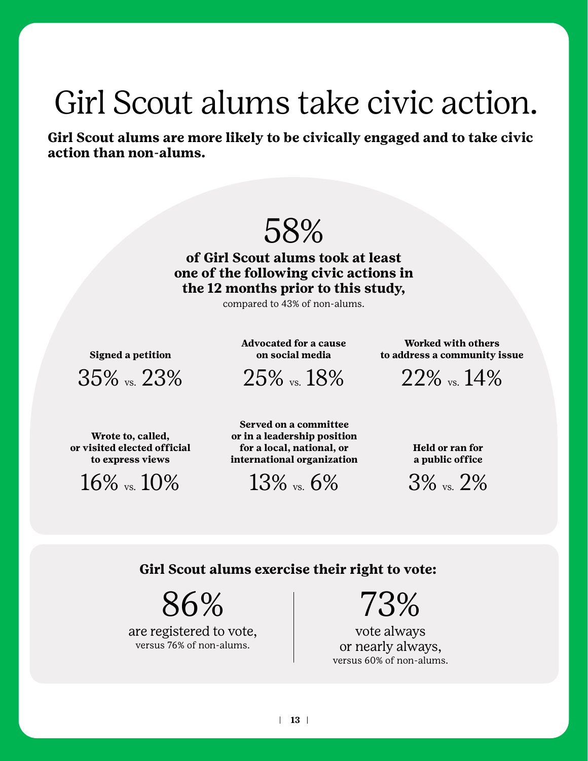# Girl Scout alums take civic action.

**Girl Scout alums are more likely to be civically engaged and to take civic action than non-alums.**

58%

**of Girl Scout alums took at least one of the following civic actions in the 12 months prior to this study,**

compared to 43% of non-alums.

**Signed a petition**

35% vs. 23%

**Advocated for a cause on social media**

25% vs. 18%

**Worked with others to address a community issue**

22% vs. 14%

**Wrote to, called, or visited elected official to express views**

16% vs. 10%

**Served on a committee or in a leadership position for a local, national, or international organization**

13% vs. 6%

**Held or ran for a public office**

3% vs. 2%

**Girl Scout alums exercise their right to vote:**

86%

are registered to vote,
versus 76% of non-alums.

73%

vote always or nearly always,
versus 60% of non-alums.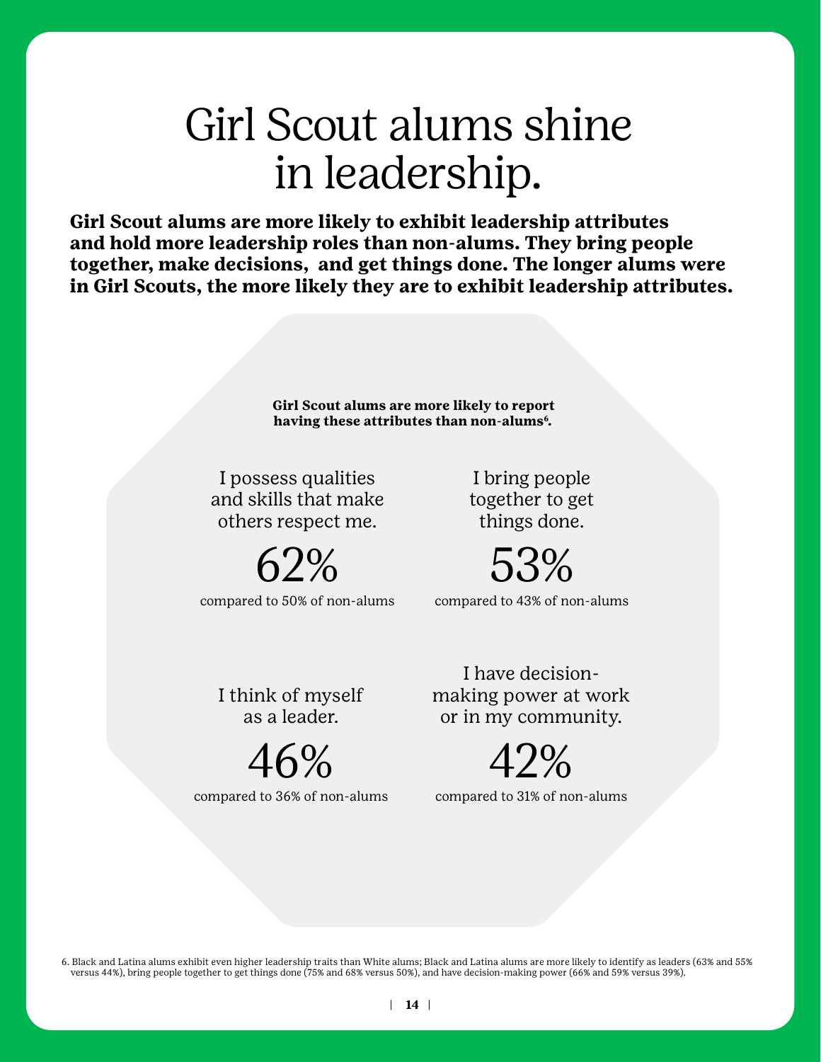# Girl Scout alums shine in leadership.

**Girl Scout alums are more likely to exhibit leadership attributes and hold more leadership roles than non-alums. They bring people together, make decisions, and get things done. The longer alums were in Girl Scouts, the more likely they are to exhibit leadership attributes.**

**Girl Scout alums are more likely to report having these attributes than non-alums[6].**

I possess qualities and skills that make others respect me.

62%

compared to 50% of non-alums

I bring people together to get things done.

53%

compared to 43% of non-alums

I think of myself as a leader.

46%

compared to 36% of non-alums

I have decision-making power at work or in my community.

42%

compared to 31% of non-alums

6. Black and Latina alums exhibit even higher leadership traits than White alums; Black and Latina alums are more likely to identify as leaders (63% and 55% versus 44%), bring people together to get things done (75% and 68% versus 50%), and have decision-making power (66% and 59% versus 39%).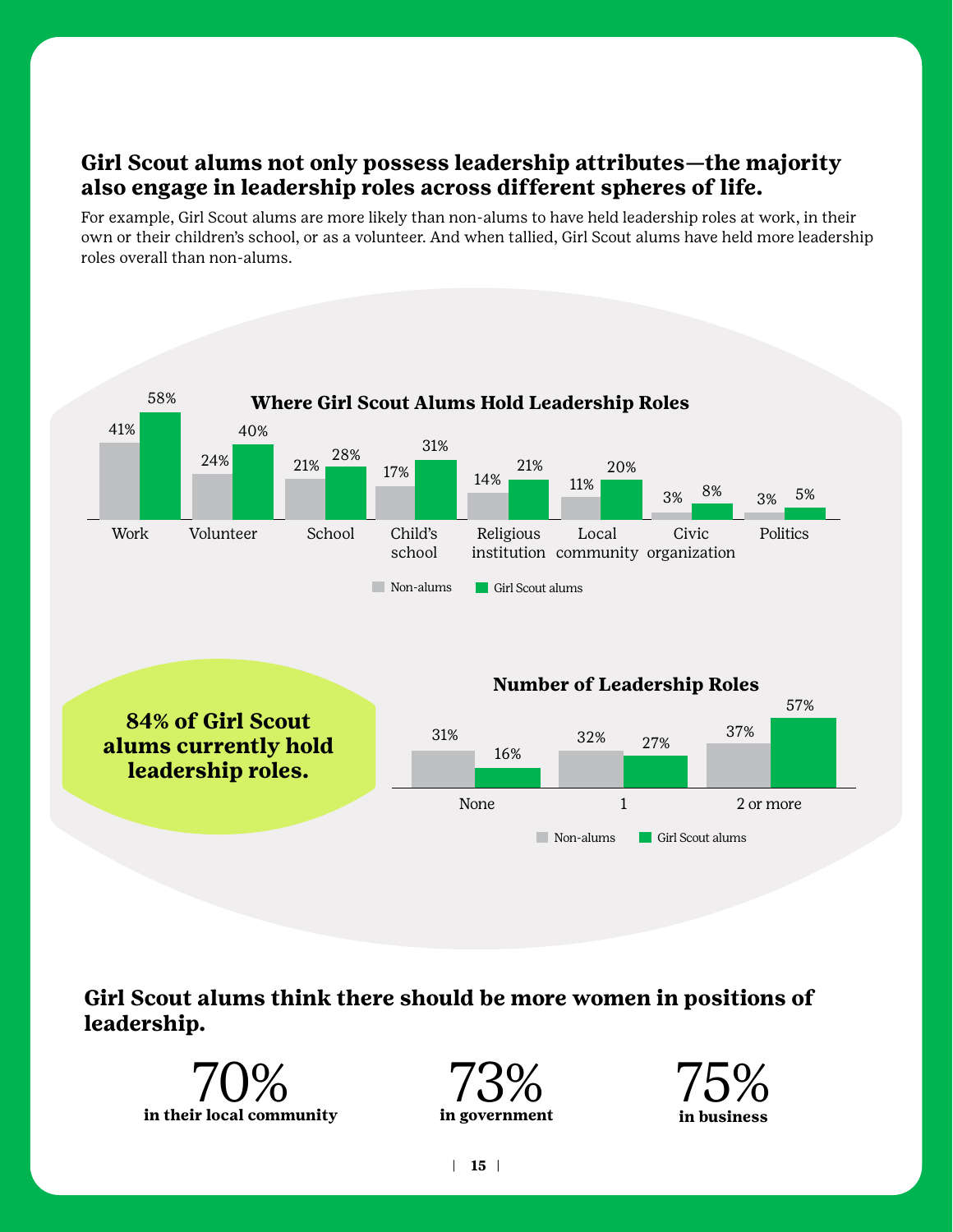## Girl Scout alums not only possess leadership attributes—the majority also engage in leadership roles across different spheres of life.

For example, Girl Scout alums are more likely than non-alums to have held leadership roles at work, in their own or their children's school, or as a volunteer. And when tallied, Girl Scout alums have held more leadership roles overall than non-alums.

### Where Girl Scout Alums Hold Leadership Roles

| | Non-alums | Girl Scout alums |
|---|---|---|
| Work | 41% | 58% |
| Volunteer | 24% | 40% |
| School | 21% | 28% |
| Child's school | 17% | 31% |
| Religious institution | 14% | 21% |
| Local community | 11% | 20% |
| Civic organization | 3% | 8% |
| Politics | 3% | 5% |

**84% of Girl Scout alums currently hold leadership roles.**

### Number of Leadership Roles

| | Non-alums | Girl Scout alums |
|---|---|---|
| None | 31% | 16% |
| 1 | 32% | 27% |
| 2 or more | 37% | 57% |

## Girl Scout alums think there should be more women in positions of leadership.

70%
**in their local community**

73%
**in government**

75%
**in business**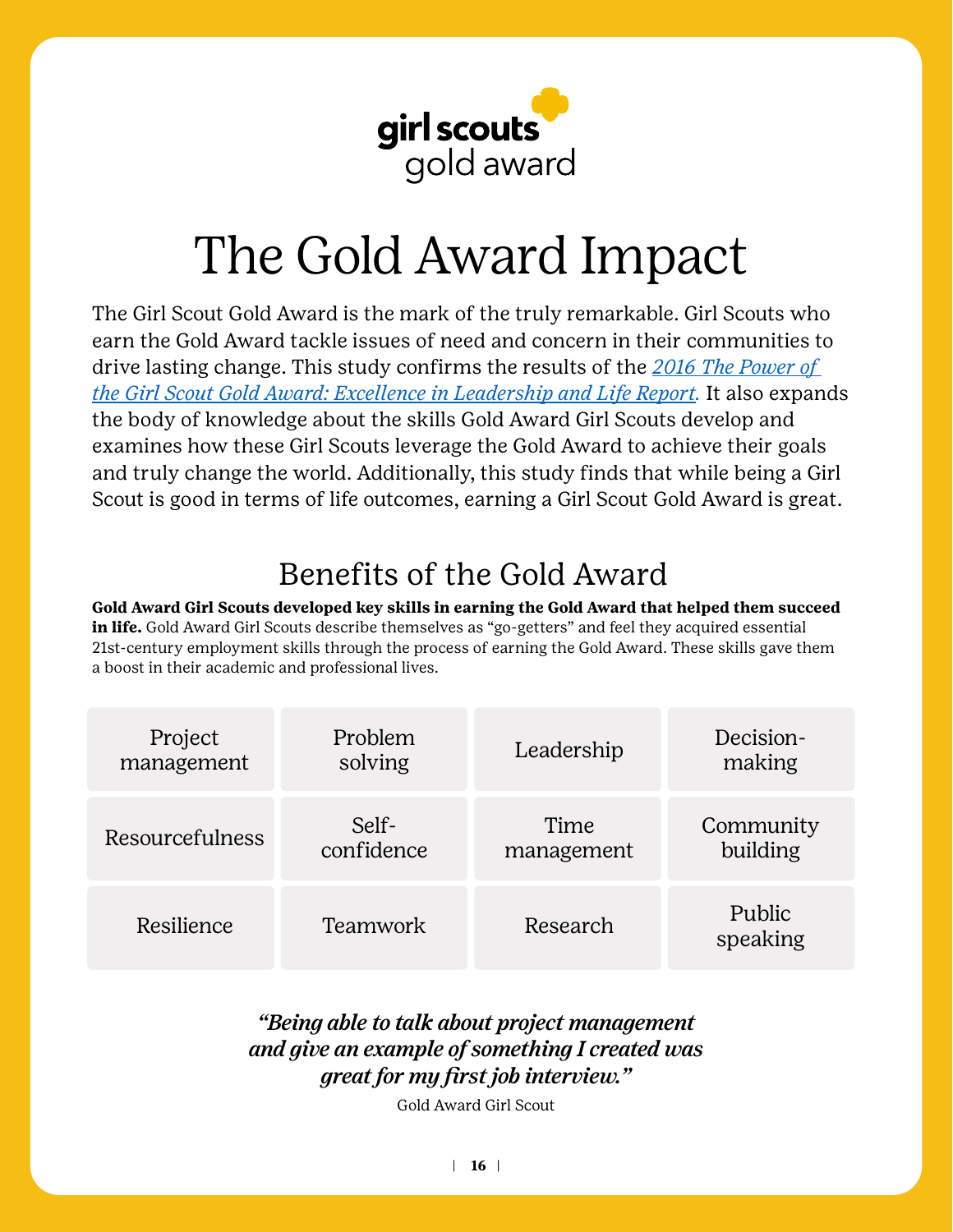girl scouts
gold award

# The Gold Award Impact

The Girl Scout Gold Award is the mark of the truly remarkable. Girl Scouts who earn the Gold Award tackle issues of need and concern in their communities to drive lasting change. This study confirms the results of the *2016 The Power of the Girl Scout Gold Award: Excellence in Leadership and Life Report.* It also expands the body of knowledge about the skills Gold Award Girl Scouts develop and examines how these Girl Scouts leverage the Gold Award to achieve their goals and truly change the world. Additionally, this study finds that while being a Girl Scout is good in terms of life outcomes, earning a Girl Scout Gold Award is great.

## Benefits of the Gold Award

**Gold Award Girl Scouts developed key skills in earning the Gold Award that helped them succeed in life.** Gold Award Girl Scouts describe themselves as "go-getters" and feel they acquired essential 21st-century employment skills through the process of earning the Gold Award. These skills gave them a boost in their academic and professional lives.

| | | | |
|---|---|---|---|
| Project management | Problem solving | Leadership | Decision-making |
| Resourcefulness | Self-confidence | Time management | Community building |
| Resilience | Teamwork | Research | Public speaking |

***"Being able to talk about project management and give an example of something I created was great for my first job interview."***

Gold Award Girl Scout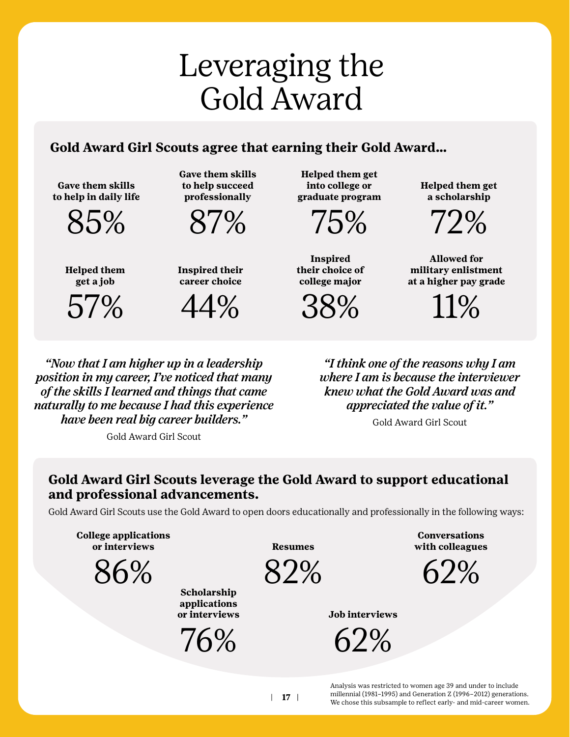# Leveraging the Gold Award

## Gold Award Girl Scouts agree that earning their Gold Award...

**Gave them skills to help in daily life**
85%

**Gave them skills to help succeed professionally**
87%

**Helped them get into college or graduate program**
75%

**Helped them get a scholarship**
72%

**Helped them get a job**
57%

**Inspired their career choice**
44%

**Inspired their choice of college major**
38%

**Allowed for military enlistment at a higher pay grade**
11%

***"Now that I am higher up in a leadership position in my career, I've noticed that many of the skills I learned and things that came naturally to me because I had this experience have been real big career builders."***

Gold Award Girl Scout

***"I think one of the reasons why I am where I am is because the interviewer knew what the Gold Award was and appreciated the value of it."***

Gold Award Girl Scout

## Gold Award Girl Scouts leverage the Gold Award to support educational and professional advancements.

Gold Award Girl Scouts use the Gold Award to open doors educationally and professionally in the following ways:

**College applications or interviews**
86%

**Scholarship applications or interviews**
76%

**Resumes**
82%

**Job interviews**
62%

**Conversations with colleagues**
62%

Analysis was restricted to women age 39 and under to include millennial (1981–1995) and Generation Z (1996–2012) generations. We chose this subsample to reflect early- and mid-career women.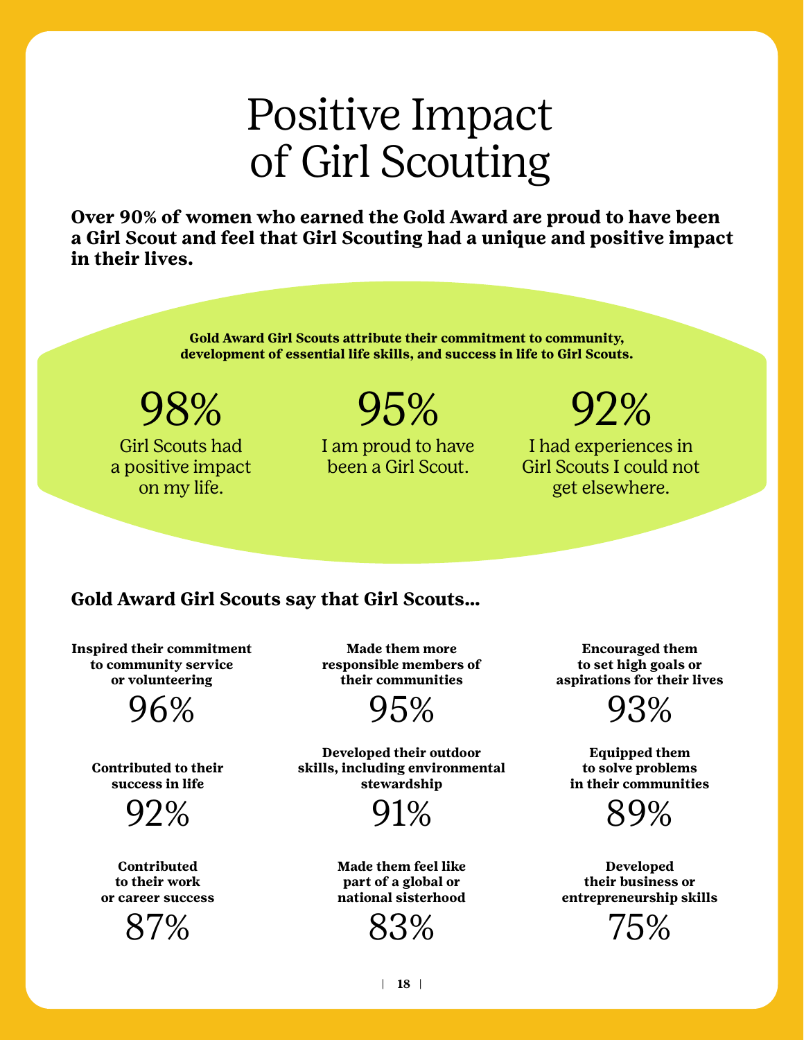# Positive Impact of Girl Scouting

**Over 90% of women who earned the Gold Award are proud to have been a Girl Scout and feel that Girl Scouting had a unique and positive impact in their lives.**

**Gold Award Girl Scouts attribute their commitment to community, development of essential life skills, and success in life to Girl Scouts.**

98%
Girl Scouts had a positive impact on my life.

95%
I am proud to have been a Girl Scout.

92%
I had experiences in Girl Scouts I could not get elsewhere.

## Gold Award Girl Scouts say that Girl Scouts...

**Inspired their commitment to community service or volunteering**
96%

**Made them more responsible members of their communities**
95%

**Encouraged them to set high goals or aspirations for their lives**
93%

**Contributed to their success in life**
92%

**Developed their outdoor skills, including environmental stewardship**
91%

**Equipped them to solve problems in their communities**
89%

**Contributed to their work or career success**
87%

**Made them feel like part of a global or national sisterhood**
83%

**Developed their business or entrepreneurship skills**
75%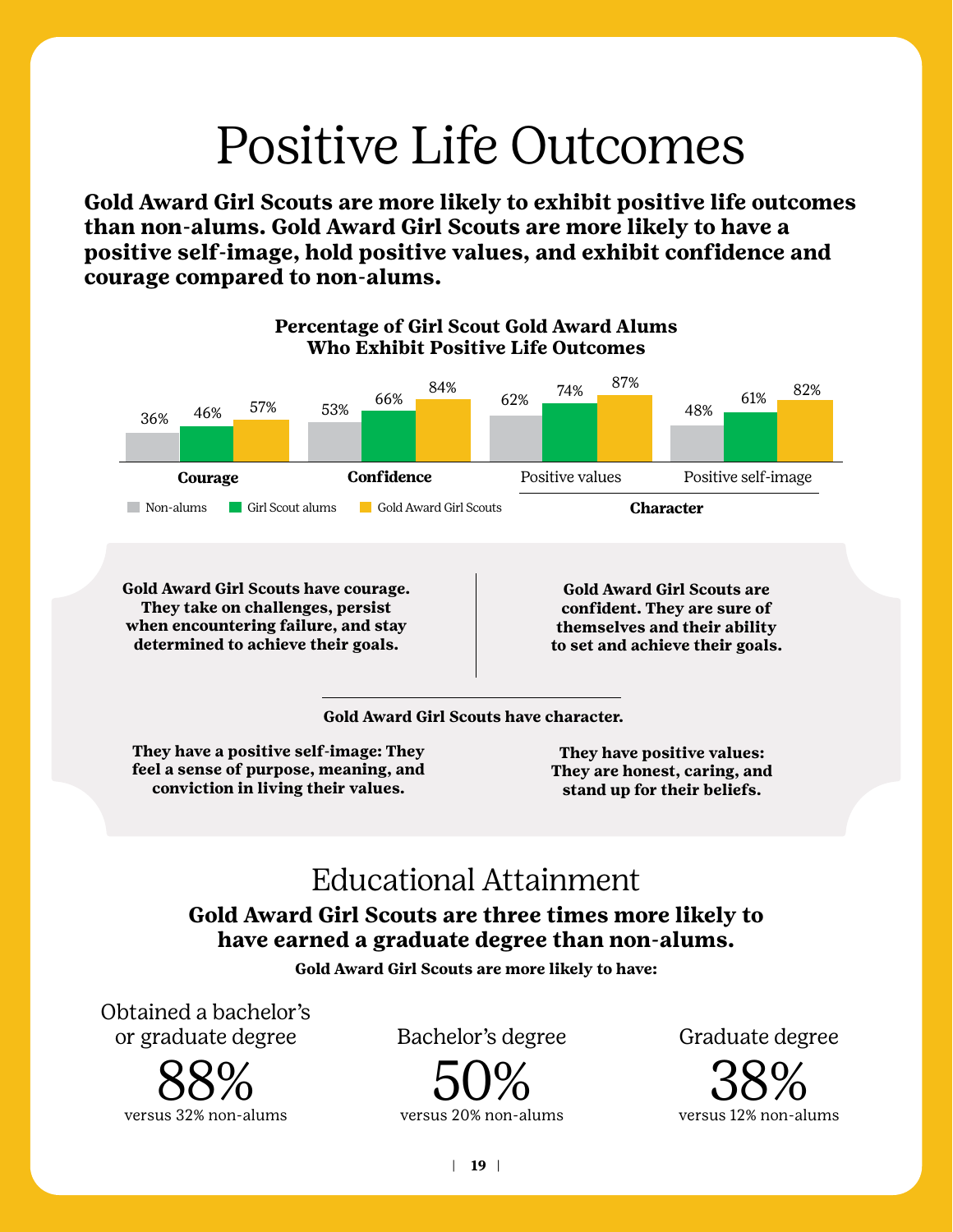# Positive Life Outcomes

**Gold Award Girl Scouts are more likely to exhibit positive life outcomes than non-alums. Gold Award Girl Scouts are more likely to have a positive self-image, hold positive values, and exhibit confidence and courage compared to non-alums.**

**Percentage of Girl Scout Gold Award Alums Who Exhibit Positive Life Outcomes**

| | Courage | Confidence | Positive values (Character) | Positive self-image (Character) |
|---|---|---|---|---|
| Non-alums | 36% | 53% | 62% | 48% |
| Girl Scout alums | 46% | 66% | 74% | 61% |
| Gold Award Girl Scouts | 57% | 84% | 87% | 82% |

**Gold Award Girl Scouts have courage. They take on challenges, persist when encountering failure, and stay determined to achieve their goals.**

**Gold Award Girl Scouts are confident. They are sure of themselves and their ability to set and achieve their goals.**

**Gold Award Girl Scouts have character.**

**They have a positive self-image: They feel a sense of purpose, meaning, and conviction in living their values.**

**They have positive values: They are honest, caring, and stand up for their beliefs.**

## Educational Attainment

**Gold Award Girl Scouts are three times more likely to have earned a graduate degree than non-alums.**

**Gold Award Girl Scouts are more likely to have:**

Obtained a bachelor's or graduate degree
88%
versus 32% non-alums

Bachelor's degree
50%
versus 20% non-alums

Graduate degree
38%
versus 12% non-alums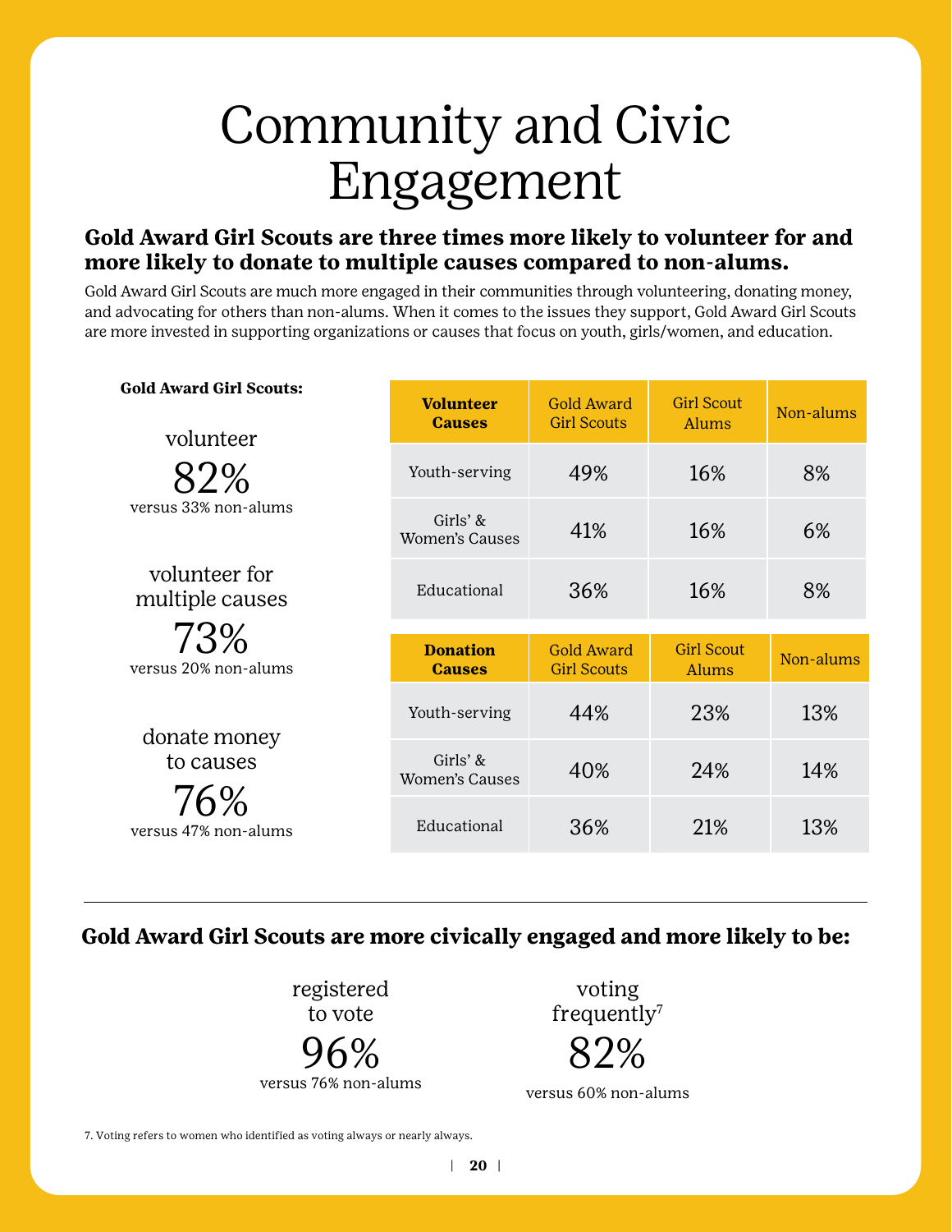# Community and Civic Engagement

**Gold Award Girl Scouts are three times more likely to volunteer for and more likely to donate to multiple causes compared to non-alums.**

Gold Award Girl Scouts are much more engaged in their communities through volunteering, donating money, and advocating for others than non-alums. When it comes to the issues they support, Gold Award Girl Scouts are more invested in supporting organizations or causes that focus on youth, girls/women, and education.

**Gold Award Girl Scouts:**

volunteer
82%
versus 33% non-alums

volunteer for multiple causes
73%
versus 20% non-alums

donate money to causes
76%
versus 47% non-alums

| **Volunteer Causes** | Gold Award Girl Scouts | Girl Scout Alums | Non-alums |
|---|---|---|---|
| Youth-serving | 49% | 16% | 8% |
| Girls' & Women's Causes | 41% | 16% | 6% |
| Educational | 36% | 16% | 8% |

| **Donation Causes** | Gold Award Girl Scouts | Girl Scout Alums | Non-alums |
|---|---|---|---|
| Youth-serving | 44% | 23% | 13% |
| Girls' & Women's Causes | 40% | 24% | 14% |
| Educational | 36% | 21% | 13% |

---

**Gold Award Girl Scouts are more civically engaged and more likely to be:**

registered to vote
96%
versus 76% non-alums

voting frequently[7]
82%
versus 60% non-alums

7. Voting refers to women who identified as voting always or nearly always.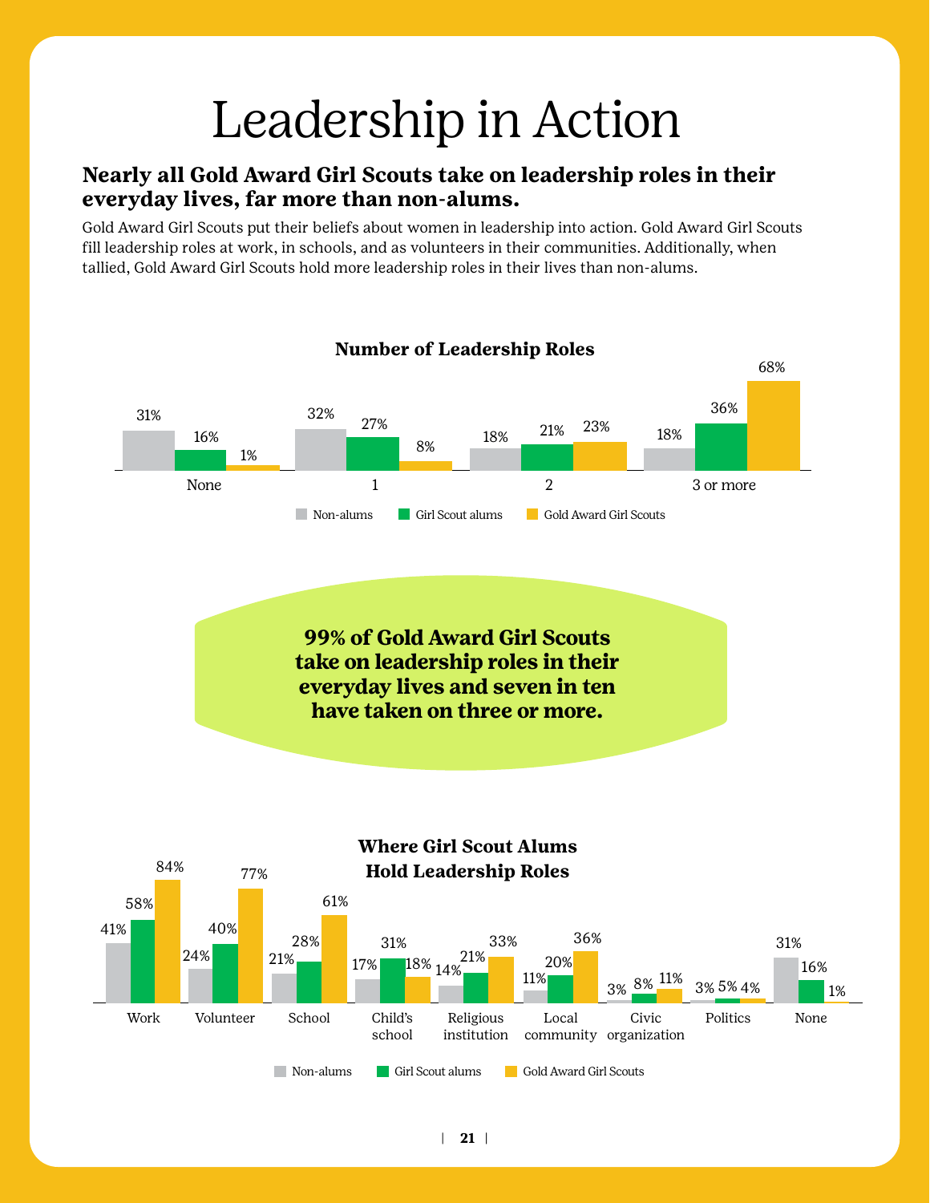# Leadership in Action

**Nearly all Gold Award Girl Scouts take on leadership roles in their everyday lives, far more than non-alums.**

Gold Award Girl Scouts put their beliefs about women in leadership into action. Gold Award Girl Scouts fill leadership roles at work, in schools, and as volunteers in their communities. Additionally, when tallied, Gold Award Girl Scouts hold more leadership roles in their lives than non-alums.

**Number of Leadership Roles**

| | Non-alums | Girl Scout alums | Gold Award Girl Scouts |
|---|---|---|---|
| None | 31% | 16% | 1% |
| 1 | 32% | 27% | 8% |
| 2 | 18% | 21% | 23% |
| 3 or more | 18% | 36% | 68% |

**99% of Gold Award Girl Scouts take on leadership roles in their everyday lives and seven in ten have taken on three or more.**

**Where Girl Scout Alums Hold Leadership Roles**

| | Non-alums | Girl Scout alums | Gold Award Girl Scouts |
|---|---|---|---|
| Work | 41% | 58% | 84% |
| Volunteer | 24% | 40% | 77% |
| School | 21% | 28% | 61% |
| Child's school | 17% | 31% | 18% |
| Religious institution | 14% | 21% | 33% |
| Local community | 11% | 20% | 36% |
| Civic organization | 3% | 8% | 11% |
| Politics | 3% | 5% | 4% |
| None | 31% | 16% | 1% |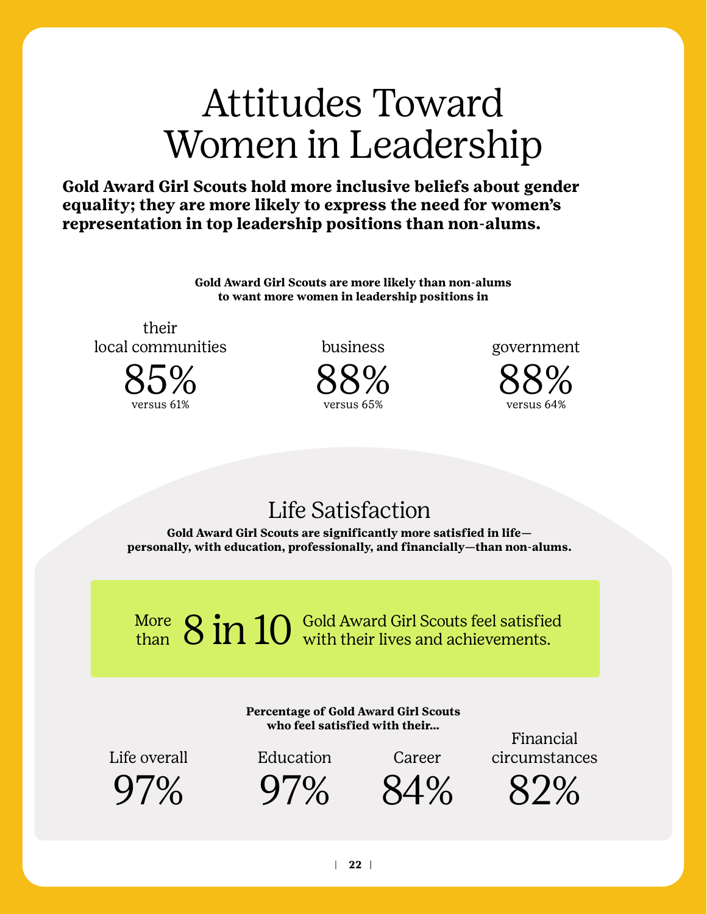# Attitudes Toward Women in Leadership

**Gold Award Girl Scouts hold more inclusive beliefs about gender equality; they are more likely to express the need for women's representation in top leadership positions than non-alums.**

**Gold Award Girl Scouts are more likely than non-alums to want more women in leadership positions in**

their local communities
85%
versus 61%

business
88%
versus 65%

government
88%
versus 64%

## Life Satisfaction

**Gold Award Girl Scouts are significantly more satisfied in life—personally, with education, professionally, and financially—than non-alums.**

More than **8 in 10** Gold Award Girl Scouts feel satisfied with their lives and achievements.

**Percentage of Gold Award Girl Scouts who feel satisfied with their...**

Life overall
97%

Education
97%

Career
84%

Financial circumstances
82%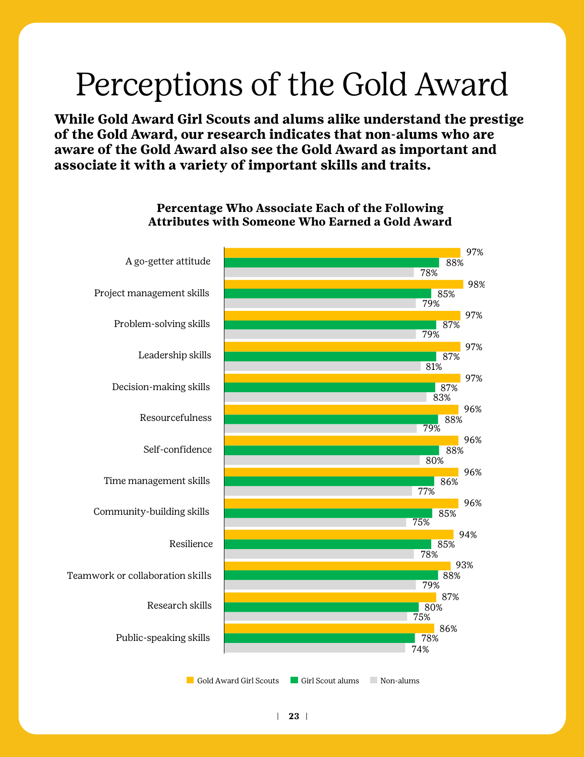# Perceptions of the Gold Award

**While Gold Award Girl Scouts and alums alike understand the prestige of the Gold Award, our research indicates that non-alums who are aware of the Gold Award also see the Gold Award as important and associate it with a variety of important skills and traits.**

**Percentage Who Associate Each of the Following Attributes with Someone Who Earned a Gold Award**

| Attribute | Gold Award Girl Scouts | Girl Scout alums | Non-alums |
| --- | --- | --- | --- |
| A go-getter attitude | 97% | 88% | 78% |
| Project management skills | 98% | 85% | 79% |
| Problem-solving skills | 97% | 87% | 79% |
| Leadership skills | 97% | 87% | 81% |
| Decision-making skills | 97% | 87% | 83% |
| Resourcefulness | 96% | 88% | 79% |
| Self-confidence | 96% | 88% | 80% |
| Time management skills | 96% | 86% | 77% |
| Community-building skills | 96% | 85% | 75% |
| Resilience | 94% | 85% | 78% |
| Teamwork or collaboration skills | 93% | 88% | 79% |
| Research skills | 87% | 80% | 75% |
| Public-speaking skills | 86% | 78% | 74% |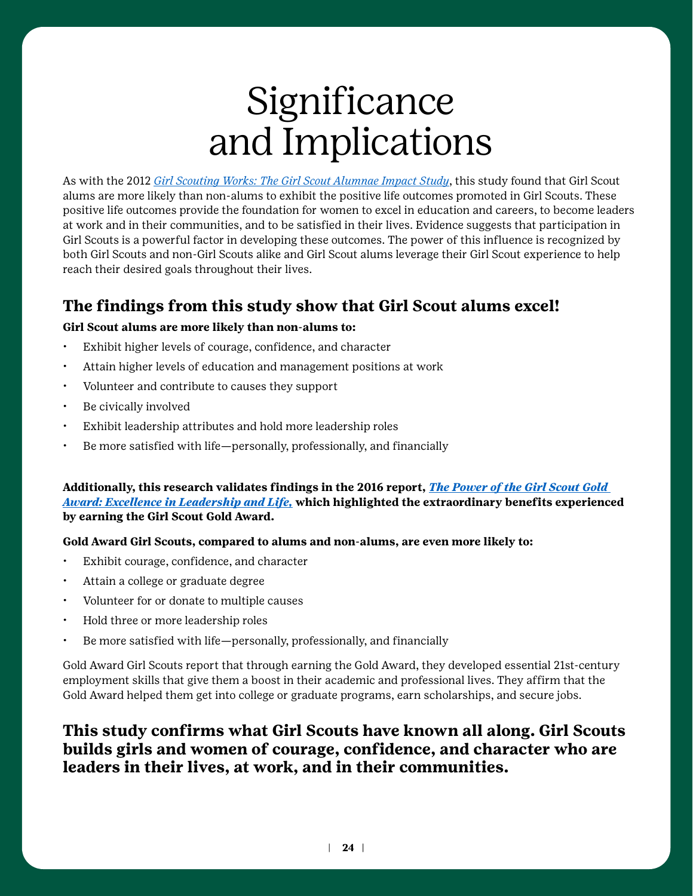# Significance and Implications

As with the 2012 *Girl Scouting Works: The Girl Scout Alumnae Impact Study*, this study found that Girl Scout alums are more likely than non-alums to exhibit the positive life outcomes promoted in Girl Scouts. These positive life outcomes provide the foundation for women to excel in education and careers, to become leaders at work and in their communities, and to be satisfied in their lives. Evidence suggests that participation in Girl Scouts is a powerful factor in developing these outcomes. The power of this influence is recognized by both Girl Scouts and non-Girl Scouts alike and Girl Scout alums leverage their Girl Scout experience to help reach their desired goals throughout their lives.

## The findings from this study show that Girl Scout alums excel!

**Girl Scout alums are more likely than non-alums to:**

- Exhibit higher levels of courage, confidence, and character
- Attain higher levels of education and management positions at work
- Volunteer and contribute to causes they support
- Be civically involved
- Exhibit leadership attributes and hold more leadership roles
- Be more satisfied with life—personally, professionally, and financially

**Additionally, this research validates findings in the 2016 report, *The Power of the Girl Scout Gold Award: Excellence in Leadership and Life,* which highlighted the extraordinary benefits experienced by earning the Girl Scout Gold Award.**

**Gold Award Girl Scouts, compared to alums and non-alums, are even more likely to:**

- Exhibit courage, confidence, and character
- Attain a college or graduate degree
- Volunteer for or donate to multiple causes
- Hold three or more leadership roles
- Be more satisfied with life—personally, professionally, and financially

Gold Award Girl Scouts report that through earning the Gold Award, they developed essential 21st-century employment skills that give them a boost in their academic and professional lives. They affirm that the Gold Award helped them get into college or graduate programs, earn scholarships, and secure jobs.

## This study confirms what Girl Scouts have known all along. Girl Scouts builds girls and women of courage, confidence, and character who are leaders in their lives, at work, and in their communities.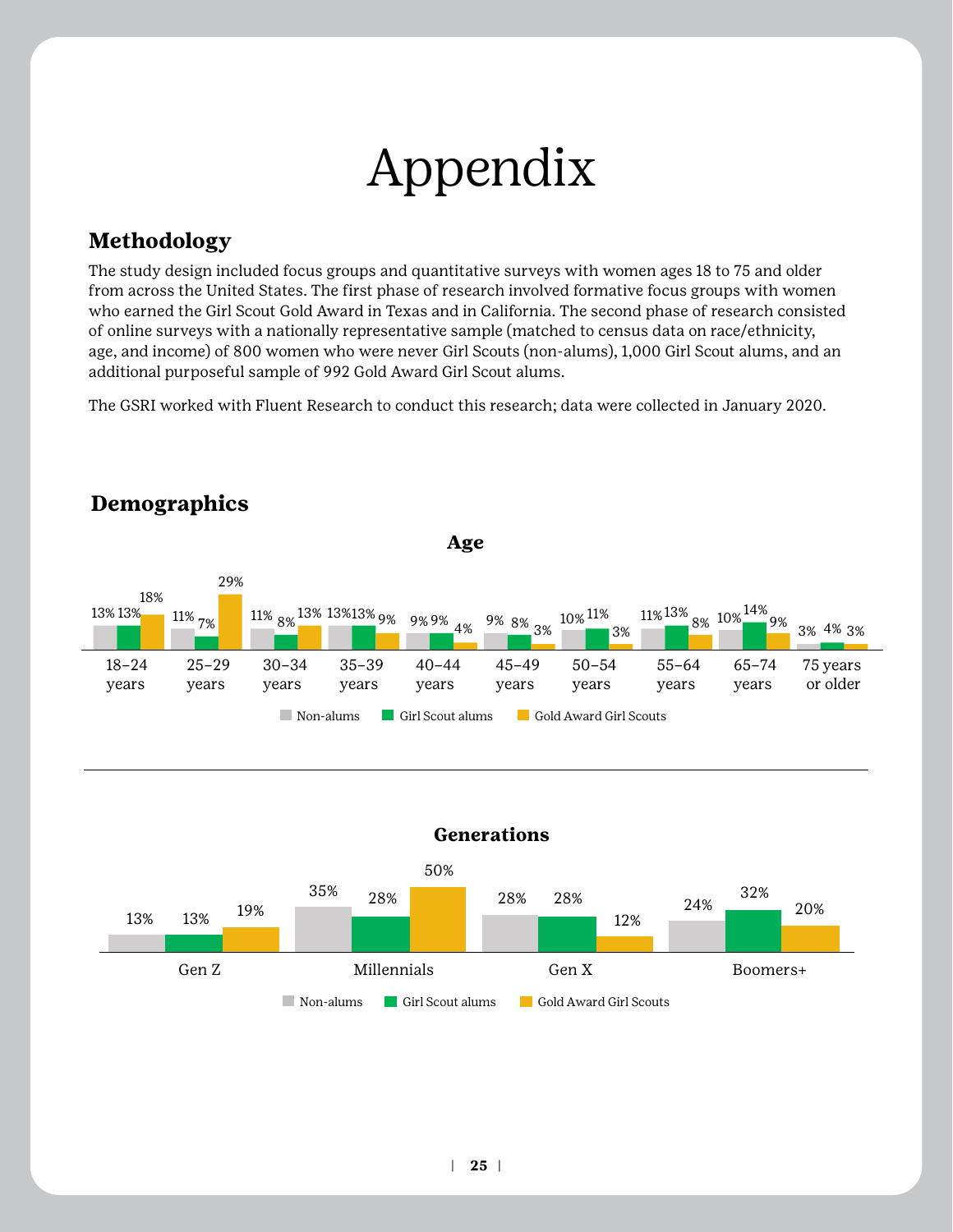# Appendix

## Methodology

The study design included focus groups and quantitative surveys with women ages 18 to 75 and older from across the United States. The first phase of research involved formative focus groups with women who earned the Girl Scout Gold Award in Texas and in California. The second phase of research consisted of online surveys with a nationally representative sample (matched to census data on race/ethnicity, age, and income) of 800 women who were never Girl Scouts (non-alums), 1,000 Girl Scout alums, and an additional purposeful sample of 992 Gold Award Girl Scout alums.

The GSRI worked with Fluent Research to conduct this research; data were collected in January 2020.

## Demographics

### Age

| Age | Non-alums | Girl Scout alums | Gold Award Girl Scouts |
|---|---|---|---|
| 18–24 years | 13% | 13% | 18% |
| 25–29 years | 11% | 7% | 29% |
| 30–34 years | 11% | 8% | 13% |
| 35–39 years | 13% | 13% | 9% |
| 40–44 years | 9% | 9% | 4% |
| 45–49 years | 9% | 8% | 3% |
| 50–54 years | 10% | 11% | 3% |
| 55–64 years | 11% | 13% | 8% |
| 65–74 years | 10% | 14% | 9% |
| 75 years or older | 3% | 4% | 3% |

### Generations

| Generation | Non-alums | Girl Scout alums | Gold Award Girl Scouts |
|---|---|---|---|
| Gen Z | 13% | 13% | 19% |
| Millennials | 35% | 28% | 50% |
| Gen X | 28% | 28% | 12% |
| Boomers+ | 24% | 32% | 20% |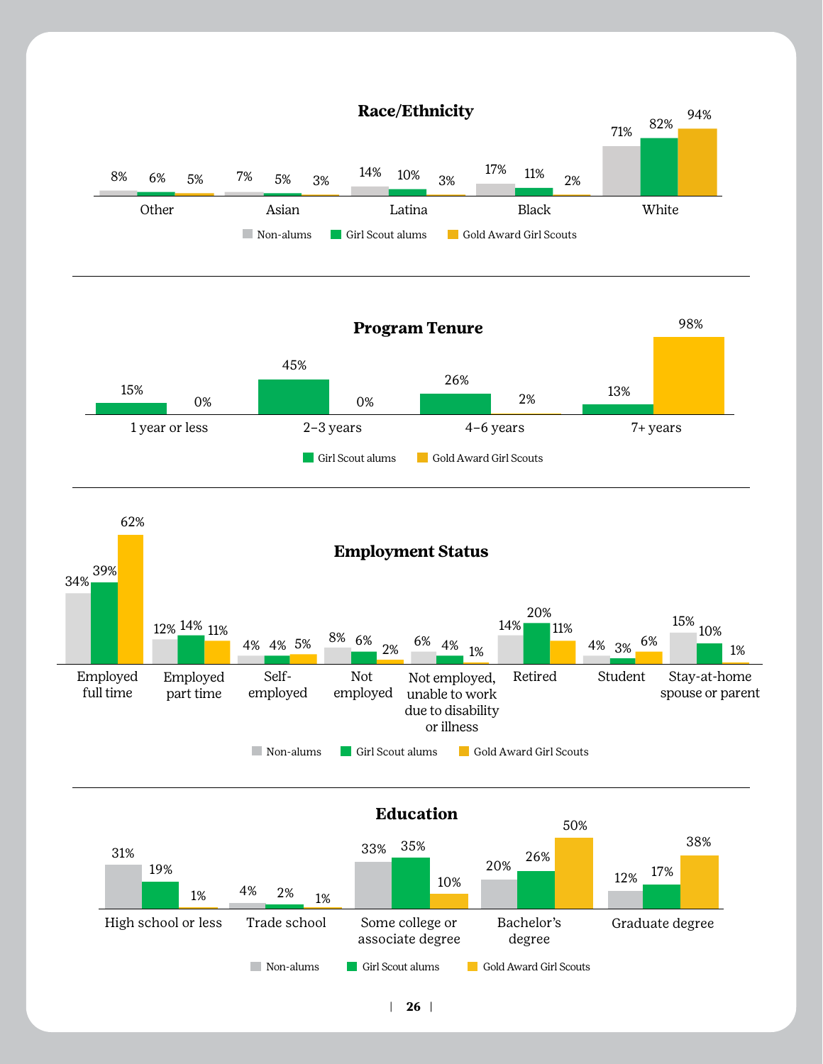## Race/Ethnicity

| | Non-alums | Girl Scout alums | Gold Award Girl Scouts |
|---|---|---|---|
| Other | 8% | 6% | 5% |
| Asian | 7% | 5% | 3% |
| Latina | 14% | 10% | 3% |
| Black | 17% | 11% | 2% |
| White | 71% | 82% | 94% |

## Program Tenure

| | Girl Scout alums | Gold Award Girl Scouts |
|---|---|---|
| 1 year or less | 15% | 0% |
| 2–3 years | 45% | 0% |
| 4–6 years | 26% | 2% |
| 7+ years | 13% | 98% |

## Employment Status

| | Non-alums | Girl Scout alums | Gold Award Girl Scouts |
|---|---|---|---|
| Employed full time | 34% | 39% | 62% |
| Employed part time | 12% | 14% | 11% |
| Self-employed | 4% | 4% | 5% |
| Not employed | 8% | 6% | 2% |
| Not employed, unable to work due to disability or illness | 6% | 4% | 1% |
| Retired | 14% | 20% | 11% |
| Student | 4% | 3% | 6% |
| Stay-at-home spouse or parent | 15% | 10% | 1% |

## Education

| | Non-alums | Girl Scout alums | Gold Award Girl Scouts |
|---|---|---|---|
| High school or less | 31% | 19% | 1% |
| Trade school | 4% | 2% | 1% |
| Some college or associate degree | 33% | 35% | 10% |
| Bachelor's degree | 20% | 26% | 50% |
| Graduate degree | 12% | 17% | 38% |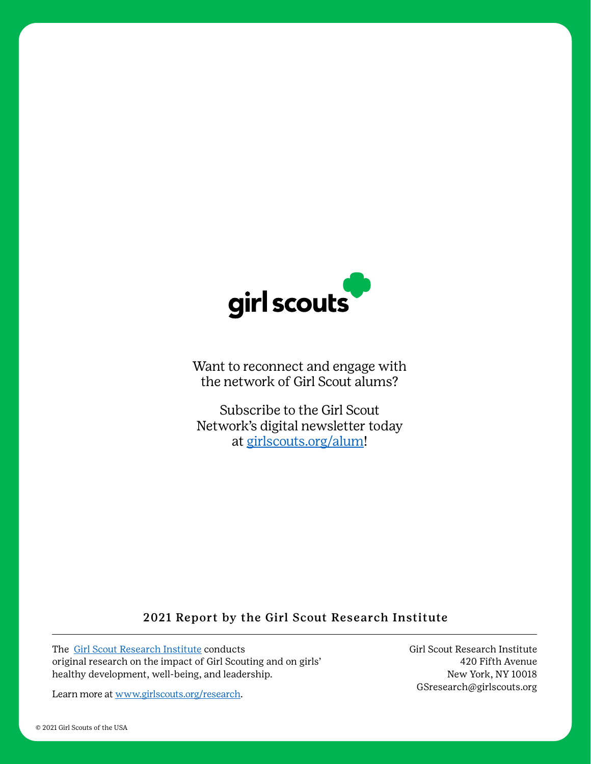girl scouts

Want to reconnect and engage with the network of Girl Scout alums?

Subscribe to the Girl Scout Network's digital newsletter today at girlscouts.org/alum!

**2021 Report by the Girl Scout Research Institute**

The Girl Scout Research Institute conducts original research on the impact of Girl Scouting and on girls' healthy development, well-being, and leadership.

Learn more at www.girlscouts.org/research.

Girl Scout Research Institute
420 Fifth Avenue
New York, NY 10018
GSresearch@girlscouts.org

© 2021 Girl Scouts of the USA